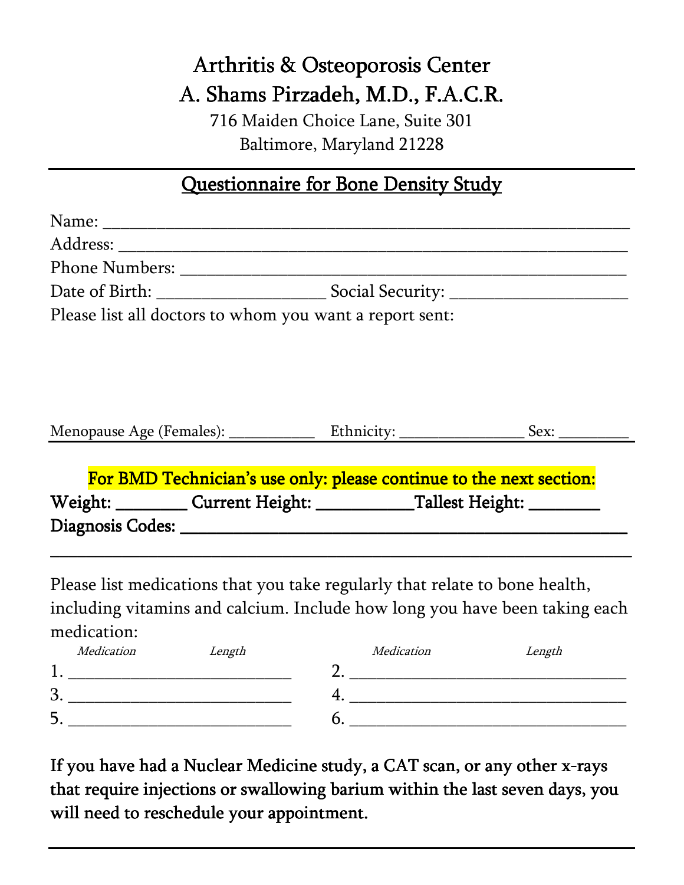# Arthritis & Osteoporosis Center

## A. Shams Pirzadeh, M.D., F.A.C.R.

716 Maiden Choice Lane, Suite 301
Baltimore, Maryland 21228

---

## Questionnaire for Bone Density Study

Name: ____________________________________________________________

Address: __________________________________________________________

Phone Numbers: ____________________________________________________

Date of Birth: ___________________ Social Security: _____________________

Please list all doctors to whom you want a report sent:

Menopause Age (Females): ___________ Ethnicity: ________________ Sex: _________

---

**For BMD Technician's use only: please continue to the next section:**

**Weight: ________ Current Height: ___________ Tallest Height: ________**

**Diagnosis Codes: ______________________________________________________**

**_________________________________________________________________**

Please list medications that you take regularly that relate to bone health, including vitamins and calcium. Include how long you have been taking each medication:

| *Medication* | *Length* | *Medication* | *Length* |
|---|---|---|---|
| 1. ______________ | ______________ | 2. ______________ | ______________ |
| 3. ______________ | ______________ | 4. ______________ | ______________ |
| 5. ______________ | ______________ | 6. ______________ | ______________ |

If you have had a Nuclear Medicine study, a CAT scan, or any other x-rays that require injections or swallowing barium within the last seven days, you will need to reschedule your appointment.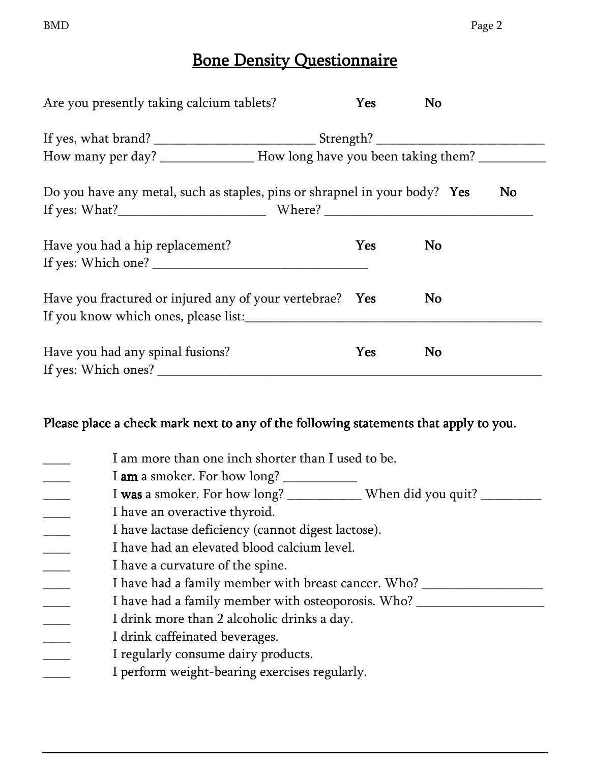# Bone Density Questionnaire

Are you presently taking calcium tablets? **Yes** **No**

If yes, what brand? ________________________ Strength? _________________________
How many per day? ______________ How long have you been taking them? __________

Do you have any metal, such as staples, pins or shrapnel in your body? **Yes** **No**
If yes: What?______________________ Where? _______________________________

Have you had a hip replacement? **Yes** **No**
If yes: Which one? ________________________________

Have you fractured or injured any of your vertebrae? **Yes** **No**
If you know which ones, please list:_____________________________________________

Have you had any spinal fusions? **Yes** **No**
If yes: Which ones? ____________________________________________________________

**Please place a check mark next to any of the following statements that apply to you.**

____ I am more than one inch shorter than I used to be.
____ I **am** a smoker. For how long? ___________
____ I **was** a smoker. For how long? ___________ When did you quit? _________
____ I have an overactive thyroid.
____ I have lactase deficiency (cannot digest lactose).
____ I have had an elevated blood calcium level.
____ I have a curvature of the spine.
____ I have had a family member with breast cancer. Who? __________________
____ I have had a family member with osteoporosis. Who? ___________________
____ I drink more than 2 alcoholic drinks a day.
____ I drink caffeinated beverages.
____ I regularly consume dairy products.
____ I perform weight-bearing exercises regularly.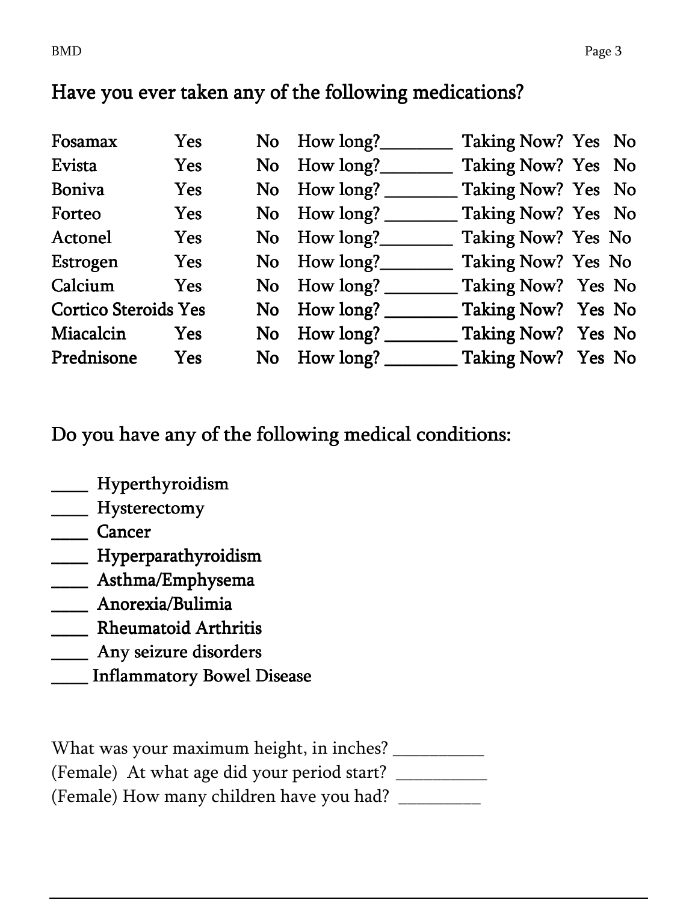## Have you ever taken any of the following medications?

| | | | | |
|---|---|---|---|---|
| Fosamax | Yes | No | How long?________ | Taking Now? Yes No |
| Evista | Yes | No | How long?________ | Taking Now? Yes No |
| Boniva | Yes | No | How long? ________ | Taking Now? Yes No |
| Forteo | Yes | No | How long? ________ | Taking Now? Yes No |
| Actonel | Yes | No | How long?________ | Taking Now? Yes No |
| Estrogen | Yes | No | How long?________ | Taking Now? Yes No |
| Calcium | Yes | No | How long? ________ | Taking Now? Yes No |
| Cortico Steroids | Yes | No | How long? ________ | Taking Now? Yes No |
| Miacalcin | Yes | No | How long? ________ | Taking Now? Yes No |
| Prednisone | Yes | No | How long? ________ | Taking Now? Yes No |

## Do you have any of the following medical conditions:

____ Hyperthyroidism
____ Hysterectomy
____ Cancer
____ Hyperparathyroidism
____ Asthma/Emphysema
____ Anorexia/Bulimia
____ Rheumatoid Arthritis
____ Any seizure disorders
____ Inflammatory Bowel Disease

What was your maximum height, in inches? __________
(Female) At what age did your period start? __________
(Female) How many children have you had? _________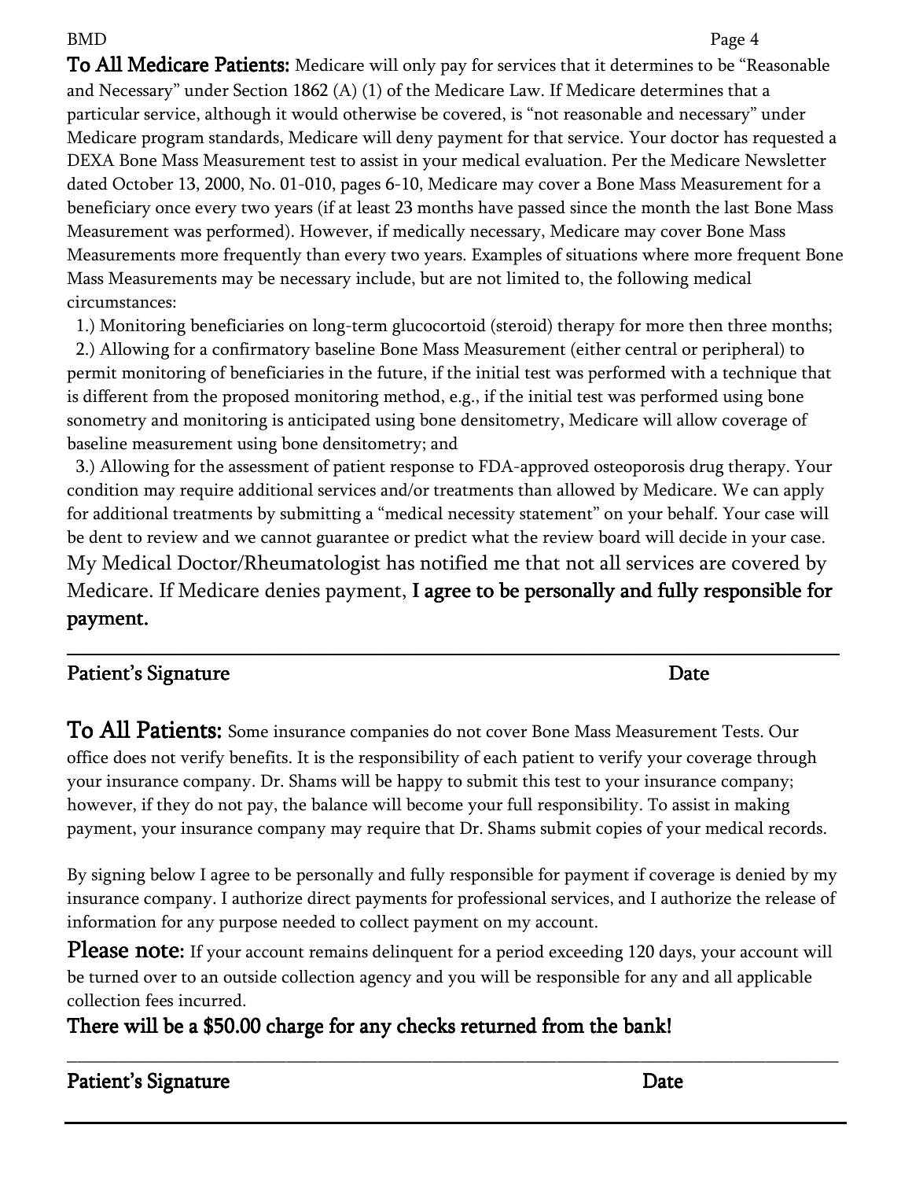**To All Medicare Patients:** Medicare will only pay for services that it determines to be "Reasonable and Necessary" under Section 1862 (A) (1) of the Medicare Law. If Medicare determines that a particular service, although it would otherwise be covered, is "not reasonable and necessary" under Medicare program standards, Medicare will deny payment for that service. Your doctor has requested a DEXA Bone Mass Measurement test to assist in your medical evaluation. Per the Medicare Newsletter dated October 13, 2000, No. 01-010, pages 6-10, Medicare may cover a Bone Mass Measurement for a beneficiary once every two years (if at least 23 months have passed since the month the last Bone Mass Measurement was performed). However, if medically necessary, Medicare may cover Bone Mass Measurements more frequently than every two years. Examples of situations where more frequent Bone Mass Measurements may be necessary include, but are not limited to, the following medical circumstances:

1.) Monitoring beneficiaries on long-term glucocortoid (steroid) therapy for more then three months;

2.) Allowing for a confirmatory baseline Bone Mass Measurement (either central or peripheral) to permit monitoring of beneficiaries in the future, if the initial test was performed with a technique that is different from the proposed monitoring method, e.g., if the initial test was performed using bone sonometry and monitoring is anticipated using bone densitometry, Medicare will allow coverage of baseline measurement using bone densitometry; and

3.) Allowing for the assessment of patient response to FDA-approved osteoporosis drug therapy. Your condition may require additional services and/or treatments than allowed by Medicare. We can apply for additional treatments by submitting a "medical necessity statement" on your behalf. Your case will be dent to review and we cannot guarantee or predict what the review board will decide in your case.

My Medical Doctor/Rheumatologist has notified me that not all services are covered by Medicare. If Medicare denies payment, **I agree to be personally and fully responsible for payment.**

______________________________________________________________________

**Patient's Signature** **Date**

**To All Patients:** Some insurance companies do not cover Bone Mass Measurement Tests. Our office does not verify benefits. It is the responsibility of each patient to verify your coverage through your insurance company. Dr. Shams will be happy to submit this test to your insurance company; however, if they do not pay, the balance will become your full responsibility. To assist in making payment, your insurance company may require that Dr. Shams submit copies of your medical records.

By signing below I agree to be personally and fully responsible for payment if coverage is denied by my insurance company. I authorize direct payments for professional services, and I authorize the release of information for any purpose needed to collect payment on my account.

**Please note:** If your account remains delinquent for a period exceeding 120 days, your account will be turned over to an outside collection agency and you will be responsible for any and all applicable collection fees incurred.

**There will be a $50.00 charge for any checks returned from the bank!**

______________________________________________________________________

**Patient's Signature** **Date**